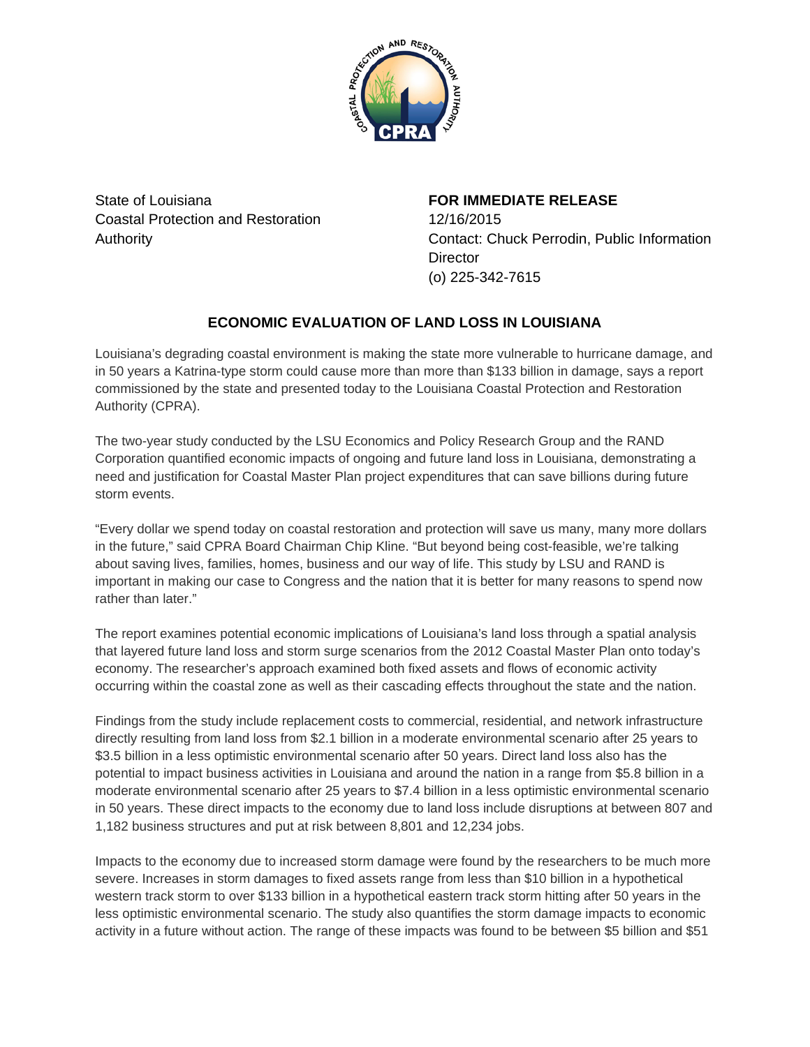State of Louisiana
Coastal Protection and Restoration Authority

**FOR IMMEDIATE RELEASE**
12/16/2015
Contact: Chuck Perrodin, Public Information Director
(o) 225-342-7615

## ECONOMIC EVALUATION OF LAND LOSS IN LOUISIANA

Louisiana's degrading coastal environment is making the state more vulnerable to hurricane damage, and in 50 years a Katrina-type storm could cause more than more than $133 billion in damage, says a report commissioned by the state and presented today to the Louisiana Coastal Protection and Restoration Authority (CPRA).

The two-year study conducted by the LSU Economics and Policy Research Group and the RAND Corporation quantified economic impacts of ongoing and future land loss in Louisiana, demonstrating a need and justification for Coastal Master Plan project expenditures that can save billions during future storm events.

"Every dollar we spend today on coastal restoration and protection will save us many, many more dollars in the future," said CPRA Board Chairman Chip Kline. "But beyond being cost-feasible, we're talking about saving lives, families, homes, business and our way of life. This study by LSU and RAND is important in making our case to Congress and the nation that it is better for many reasons to spend now rather than later."

The report examines potential economic implications of Louisiana's land loss through a spatial analysis that layered future land loss and storm surge scenarios from the 2012 Coastal Master Plan onto today's economy. The researcher's approach examined both fixed assets and flows of economic activity occurring within the coastal zone as well as their cascading effects throughout the state and the nation.

Findings from the study include replacement costs to commercial, residential, and network infrastructure directly resulting from land loss from $2.1 billion in a moderate environmental scenario after 25 years to $3.5 billion in a less optimistic environmental scenario after 50 years. Direct land loss also has the potential to impact business activities in Louisiana and around the nation in a range from $5.8 billion in a moderate environmental scenario after 25 years to $7.4 billion in a less optimistic environmental scenario in 50 years. These direct impacts to the economy due to land loss include disruptions at between 807 and 1,182 business structures and put at risk between 8,801 and 12,234 jobs.

Impacts to the economy due to increased storm damage were found by the researchers to be much more severe. Increases in storm damages to fixed assets range from less than $10 billion in a hypothetical western track storm to over $133 billion in a hypothetical eastern track storm hitting after 50 years in the less optimistic environmental scenario. The study also quantifies the storm damage impacts to economic activity in a future without action. The range of these impacts was found to be between $5 billion and $51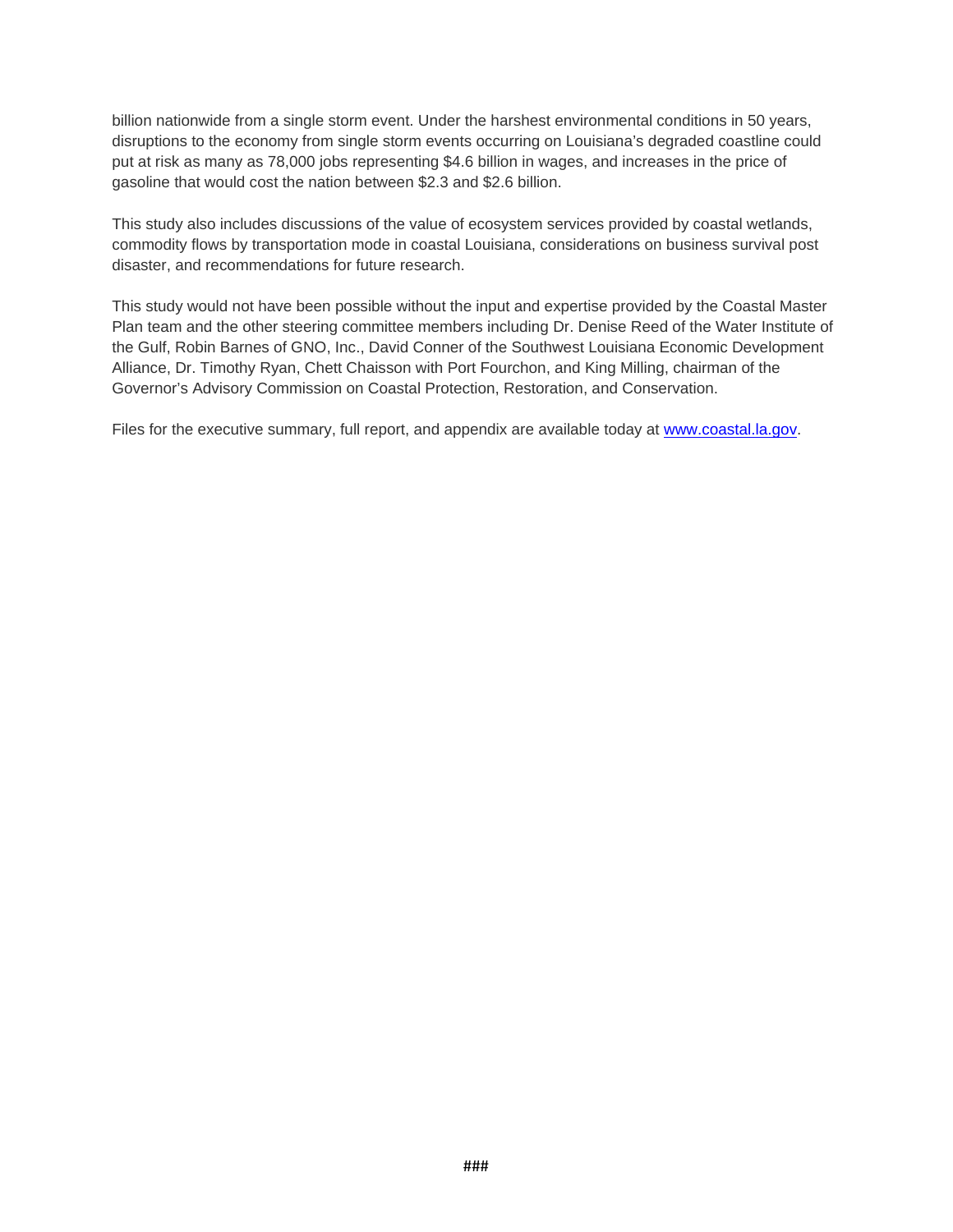billion nationwide from a single storm event. Under the harshest environmental conditions in 50 years, disruptions to the economy from single storm events occurring on Louisiana's degraded coastline could put at risk as many as 78,000 jobs representing $4.6 billion in wages, and increases in the price of gasoline that would cost the nation between $2.3 and $2.6 billion.

This study also includes discussions of the value of ecosystem services provided by coastal wetlands, commodity flows by transportation mode in coastal Louisiana, considerations on business survival post disaster, and recommendations for future research.

This study would not have been possible without the input and expertise provided by the Coastal Master Plan team and the other steering committee members including Dr. Denise Reed of the Water Institute of the Gulf, Robin Barnes of GNO, Inc., David Conner of the Southwest Louisiana Economic Development Alliance, Dr. Timothy Ryan, Chett Chaisson with Port Fourchon, and King Milling, chairman of the Governor's Advisory Commission on Coastal Protection, Restoration, and Conservation.

Files for the executive summary, full report, and appendix are available today at [www.coastal.la.gov](www.coastal.la.gov).

###